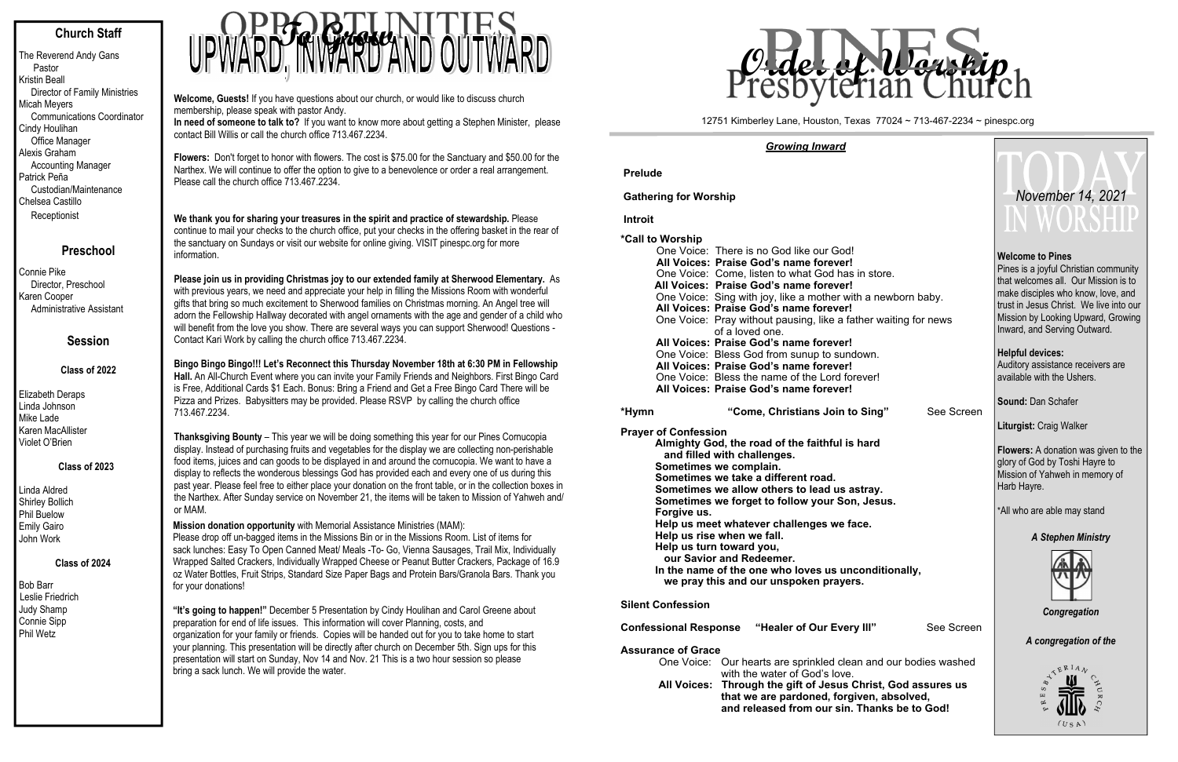## Church Staff

The Reverend Andy Gans
Pastor
Kristin Beall
Director of Family Ministries
Micah Meyers
Communications Coordinator
Cindy Houlihan
Office Manager
Alexis Graham
Accounting Manager
Patrick Peña
Custodian/Maintenance
Chelsea Castillo
Receptionist

## Preschool

Connie Pike
Director, Preschool
Karen Cooper
Administrative Assistant

## Session

### Class of 2022

Elizabeth Deraps
Linda Johnson
Mike Lade
Karen MacAllister
Violet O'Brien

### Class of 2023

Linda Aldred
Shirley Bollich
Phil Buelow
Emily Gairo
John Work

### Class of 2024

Bob Barr
Leslie Friedrich
Judy Shamp
Connie Sipp
Phil Wetz

# OPPORTUNITIES To Grow UPWARD, INWARD AND OUTWARD

**Welcome, Guests!** If you have questions about our church, or would like to discuss church membership, please speak with pastor Andy.

**In need of someone to talk to?** If you want to know more about getting a Stephen Minister, please contact Bill Willis or call the church office 713.467.2234.

**Flowers:** Don't forget to honor with flowers. The cost is $75.00 for the Sanctuary and $50.00 for the Narthex. We will continue to offer the option to give to a benevolence or order a real arrangement. Please call the church office 713.467.2234.

**We thank you for sharing your treasures in the spirit and practice of stewardship.** Please continue to mail your checks to the church office, put your checks in the offering basket in the rear of the sanctuary on Sundays or visit our website for online giving. VISIT pinespc.org for more information.

**Please join us in providing Christmas joy to our extended family at Sherwood Elementary.** As with previous years, we need and appreciate your help in filling the Missions Room with wonderful gifts that bring so much excitement to Sherwood families on Christmas morning. An Angel tree will adorn the Fellowship Hallway decorated with angel ornaments with the age and gender of a child who will benefit from the love you show. There are several ways you can support Sherwood! Questions - Contact Kari Work by calling the church office 713.467.2234.

**Bingo Bingo Bingo!!! Let's Reconnect this Thursday November 18th at 6:30 PM in Fellowship Hall.** An All-Church Event where you can invite your Family Friends and Neighbors. First Bingo Card is Free, Additional Cards $1 Each. Bonus: Bring a Friend and Get a Free Bingo Card There will be Pizza and Prizes. Babysitters may be provided. Please RSVP by calling the church office 713.467.2234.

**Thanksgiving Bounty** – This year we will be doing something this year for our Pines Cornucopia display. Instead of purchasing fruits and vegetables for the display we are collecting non-perishable food items, juices and can goods to be displayed in and around the cornucopia. We want to have a display to reflects the wonderous blessings God has provided each and every one of us during this past year. Please feel free to either place your donation on the front table, or in the collection boxes in the Narthex. After Sunday service on November 21, the items will be taken to Mission of Yahweh and/ or MAM.

**Mission donation opportunity** with Memorial Assistance Ministries (MAM):
Please drop off un-bagged items in the Missions Bin or in the Missions Room. List of items for sack lunches: Easy To Open Canned Meat/ Meals -To- Go, Vienna Sausages, Trail Mix, Individually Wrapped Salted Crackers, Individually Wrapped Cheese or Peanut Butter Crackers, Package of 16.9 oz Water Bottles, Fruit Strips, Standard Size Paper Bags and Protein Bars/Granola Bars. Thank you for your donations!

**"It's going to happen!"** December 5 Presentation by Cindy Houlihan and Carol Greene about preparation for end of life issues. This information will cover Planning, costs, and organization for your family or friends. Copies will be handed out for you to take home to start your planning. This presentation will be directly after church on December 5th. Sign ups for this presentation will start on Sunday, Nov 14 and Nov. 21 This is a two hour session so please bring a sack lunch. We will provide the water.

# PINES Presbyterian Church — Order of Worship

12751 Kimberley Lane, Houston, Texas 77024 ~ 713-467-2234 ~ pinespc.org

***Growing Inward***

**Prelude**

**Gathering for Worship**

**Introit**

**\*Call to Worship**

One Voice: There is no God like our God!
**All Voices: Praise God's name forever!**
One Voice: Come, listen to what God has in store.
**All Voices: Praise God's name forever!**
One Voice: Sing with joy, like a mother with a newborn baby.
**All Voices: Praise God's name forever!**
One Voice: Pray without pausing, like a father waiting for news of a loved one.
**All Voices: Praise God's name forever!**
One Voice: Bless God from sunup to sundown.
**All Voices: Praise God's name forever!**
One Voice: Bless the name of the Lord forever!
**All Voices: Praise God's name forever!**

**\*Hymn** — **"Come, Christians Join to Sing"** — See Screen

**Prayer of Confession**

**Almighty God, the road of the faithful is hard and filled with challenges.**
**Sometimes we complain.**
**Sometimes we take a different road.**
**Sometimes we allow others to lead us astray.**
**Sometimes we forget to follow your Son, Jesus.**
**Forgive us.**
**Help us meet whatever challenges we face.**
**Help us rise when we fall.**
**Help us turn toward you, our Savior and Redeemer.**
**In the name of the one who loves us unconditionally, we pray this and our unspoken prayers.**

**Silent Confession**

**Confessional Response** — **"Healer of Our Every Ill"** — See Screen

**Assurance of Grace**

One Voice: Our hearts are sprinkled clean and our bodies washed with the water of God's love.
**All Voices: Through the gift of Jesus Christ, God assures us that we are pardoned, forgiven, absolved, and released from our sin. Thanks be to God!**

# TODAY IN WORSHIP

*November 14, 2021*

**Welcome to Pines**
Pines is a joyful Christian community that welcomes all. Our Mission is to make disciples who know, love, and trust in Jesus Christ. We live into our Mission by Looking Upward, Growing Inward, and Serving Outward.

**Helpful devices:**
Auditory assistance receivers are available with the Ushers.

**Sound:** Dan Schafer

**Liturgist:** Craig Walker

**Flowers:** A donation was given to the glory of God by Toshi Hayre to Mission of Yahweh in memory of Harb Hayre.

\*All who are able may stand

***A Stephen Ministry***

***Congregation***

***A congregation of the***

PRESBYTERIAN CHURCH (USA)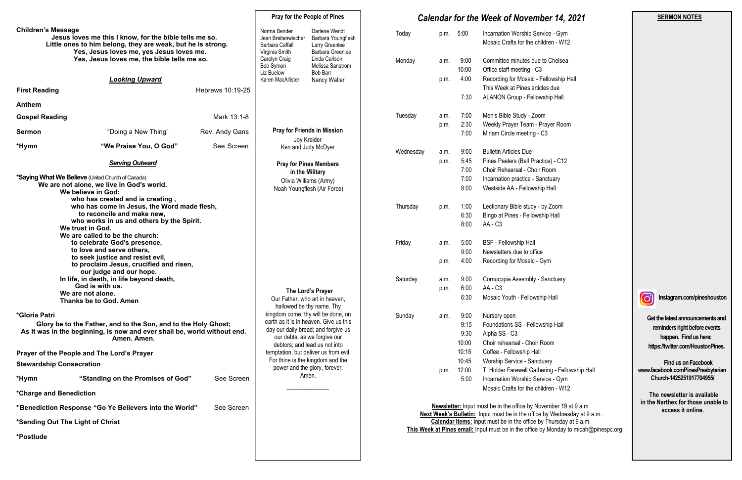**Children's Message**

**Jesus loves me this I know, for the bible tells me so.**
**Little ones to him belong, they are weak, but he is strong.**
**Yes, Jesus loves me, yes Jesus loves me.**
**Yes, Jesus loves me, the bible tells me so.**

***Looking Upward***

**First Reading** — Hebrews 10:19-25

**Anthem**

**Gospel Reading** — Mark 13:1-8

**Sermon** — "Doing a New Thing" — Rev. Andy Gans

**\*Hymn** — **"We Praise You, O God"** — See Screen

***Serving Outward***

**\*Saying What We Believe** (United Church of Canada)

**We are not alone, we live in God's world.**
**We believe in God:**
**who has created and is creating ,**
**who has come in Jesus, the Word made flesh,**
**to reconcile and make new,**
**who works in us and others by the Spirit.**
**We trust in God.**
**We are called to be the church:**
**to celebrate God's presence,**
**to love and serve others,**
**to seek justice and resist evil,**
**to proclaim Jesus, crucified and risen,**
**our judge and our hope.**
**In life, in death, in life beyond death,**
**God is with us.**
**We are not alone.**
**Thanks be to God. Amen**

**\*Gloria Patri**

**Glory be to the Father, and to the Son, and to the Holy Ghost;**
**As it was in the beginning, is now and ever shall be, world without end.**
**Amen. Amen.**

**Prayer of the People and The Lord's Prayer**

**Stewardship Consecration**

**\*Hymn** — **"Standing on the Promises of God"** — See Screen

**\*Charge and Benediction**

**\*Benediction Response "Go Ye Believers into the World"** — See Screen

**\*Sending Out The Light of Christ**

**\*Postlude**

**Pray for the People of Pines**

| | |
|---|---|
| Norma Bender | Darlene Wendt |
| Jean Breitenwischer | Barbara Youngflesh |
| Barbara Caffall | Larry Greenlee |
| Virginia Smith | Barbara Greenlee |
| Carolyn Craig | Linda Carlson |
| Bob Symon | Melissa Sanstrom |
| Liz Buelow | Bob Barr |
| Karen MacAllister | Nancy Watler |

**Pray for Friends in Mission**

Joy Kreider
Ken and Judy McDyer

**Pray for Pines Members in the Military**

Olivia Williams (Army)
Noah Youngflesh (Air Force)

**The Lord's Prayer**

Our Father, who art in heaven, hallowed be thy name. Thy kingdom come, thy will be done, on earth as it is in heaven. Give us this day our daily bread; and forgive us our debts, as we forgive our debtors; and lead us not into temptation, but deliver us from evil. For thine is the kingdom and the power and the glory, forever. Amen.

______________

## *Calendar for the Week of November 14, 2021*

| | | | |
|---|---|---|---|
| Today | p.m. | 5:00 | Incarnation Worship Service - Gym<br>Mosaic Crafts for the children - W12 |
| Monday | a.m. | 9:00 | Committee minutes due to Chelsea |
| | | 10:00 | Office staff meeting - C3 |
| | p.m. | 4:00 | Recording for Mosaic - Fellowship Hall<br>This Week at Pines articles due |
| | | 7:30 | ALANON Group - Fellowship Hall |
| Tuesday | a.m. | 7:00 | Men's Bible Study - Zoom |
| | p.m. | 2:30 | Weekly Prayer Team - Prayer Room |
| | | 7:00 | Miriam Circle meeting - C3 |
| Wednesday | a.m. | 9:00 | Bulletin Articles Due |
| | p.m. | 5:45 | Pines Pealers (Bell Practice) - C12 |
| | | 7:00 | Choir Rehearsal - Choir Room |
| | | 7:00 | Incarnation practice - Sanctuary |
| | | 8:00 | Westside AA - Fellowship Hall |
| Thursday | p.m. | 1:00 | Lectionary Bible study - by Zoom |
| | | 6:30 | Bingo at Pines - Fellowship Hall |
| | | 8:00 | AA - C3 |
| Friday | a.m. | 5:00 | BSF - Fellowship Hall |
| | | 9:00 | Newsletters due to office |
| | p.m. | 4:00 | Recording for Mosaic - Gym |
| Saturday | a.m. | 9:00 | Cornucopia Assembly - Sanctuary |
| | p.m. | 6:00 | AA - C3 |
| | | 6:30 | Mosaic Youth - Fellowship Hall |
| Sunday | a.m. | 9:00 | Nursery open |
| | | 9:15 | Foundations SS - Fellowship Hall |
| | | 9:30 | Alpha SS - C3 |
| | | 10:00 | Choir rehearsal - Choir Room |
| | | 10:15 | Coffee - Fellowship Hall |
| | | 10:45 | Worship Service - Sanctuary |
| | p.m. | 12:00 | T. Holder Farewell Gathering - Fellowship Hall |
| | | 5:00 | Incarnation Worship Service - Gym<br>Mosaic Crafts for the children - W12 |

**Newsletter:** Input must be in the office by November 19 at 9 a.m.
**Next Week's Bulletin:** Input must be in the office by Wednesday at 9 a.m.
**Calendar Items:** Input must be in the office by Thursday at 9 a.m.
**This Week at Pines email:** Input must be in the office by Monday to micah@pinespc.org

**SERMON NOTES**

**Instagram.com/pineshouston**

**Get the latest announcements and reminders right before events happen. Find us here: https://twitter.com/HoustonPines.**

**Find us on Facebook www.facebook.comPinesPresbyterian Church-1425251917704955/**

**The newsletter is available in the Narthex for those unable to access it online.**